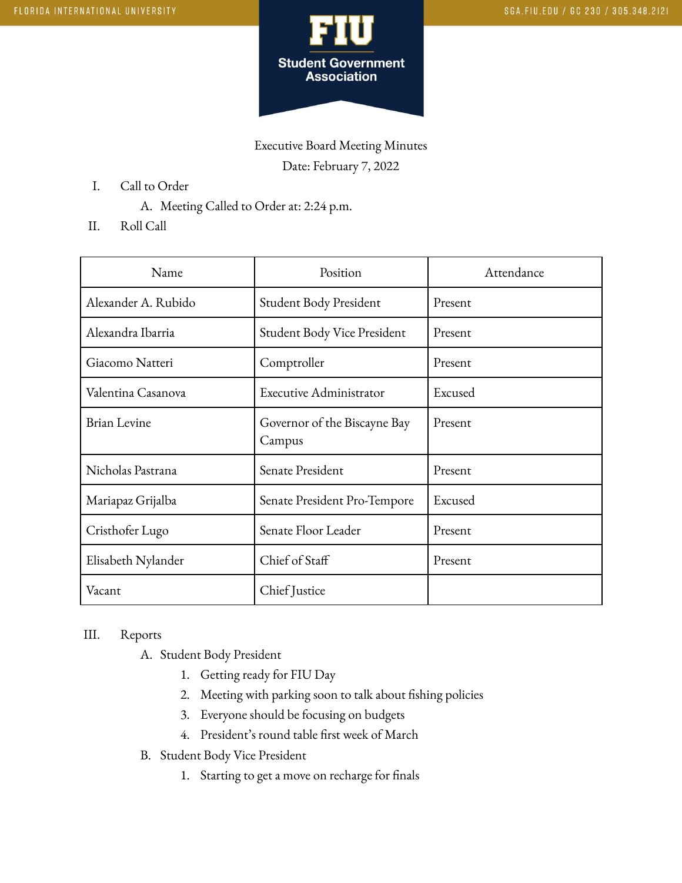Executive Board Meeting Minutes

Date: February 7, 2022

I. Call to Order
   A. Meeting Called to Order at: 2:24 p.m.

II. Roll Call

| Name | Position | Attendance |
|---|---|---|
| Alexander A. Rubido | Student Body President | Present |
| Alexandra Ibarria | Student Body Vice President | Present |
| Giacomo Natteri | Comptroller | Present |
| Valentina Casanova | Executive Administrator | Excused |
| Brian Levine | Governor of the Biscayne Bay Campus | Present |
| Nicholas Pastrana | Senate President | Present |
| Mariapaz Grijalba | Senate President Pro-Tempore | Excused |
| Cristhofer Lugo | Senate Floor Leader | Present |
| Elisabeth Nylander | Chief of Staff | Present |
| Vacant | Chief Justice | |

III. Reports
   A. Student Body President
      1. Getting ready for FIU Day
      2. Meeting with parking soon to talk about fishing policies
      3. Everyone should be focusing on budgets
      4. President's round table first week of March
   B. Student Body Vice President
      1. Starting to get a move on recharge for finals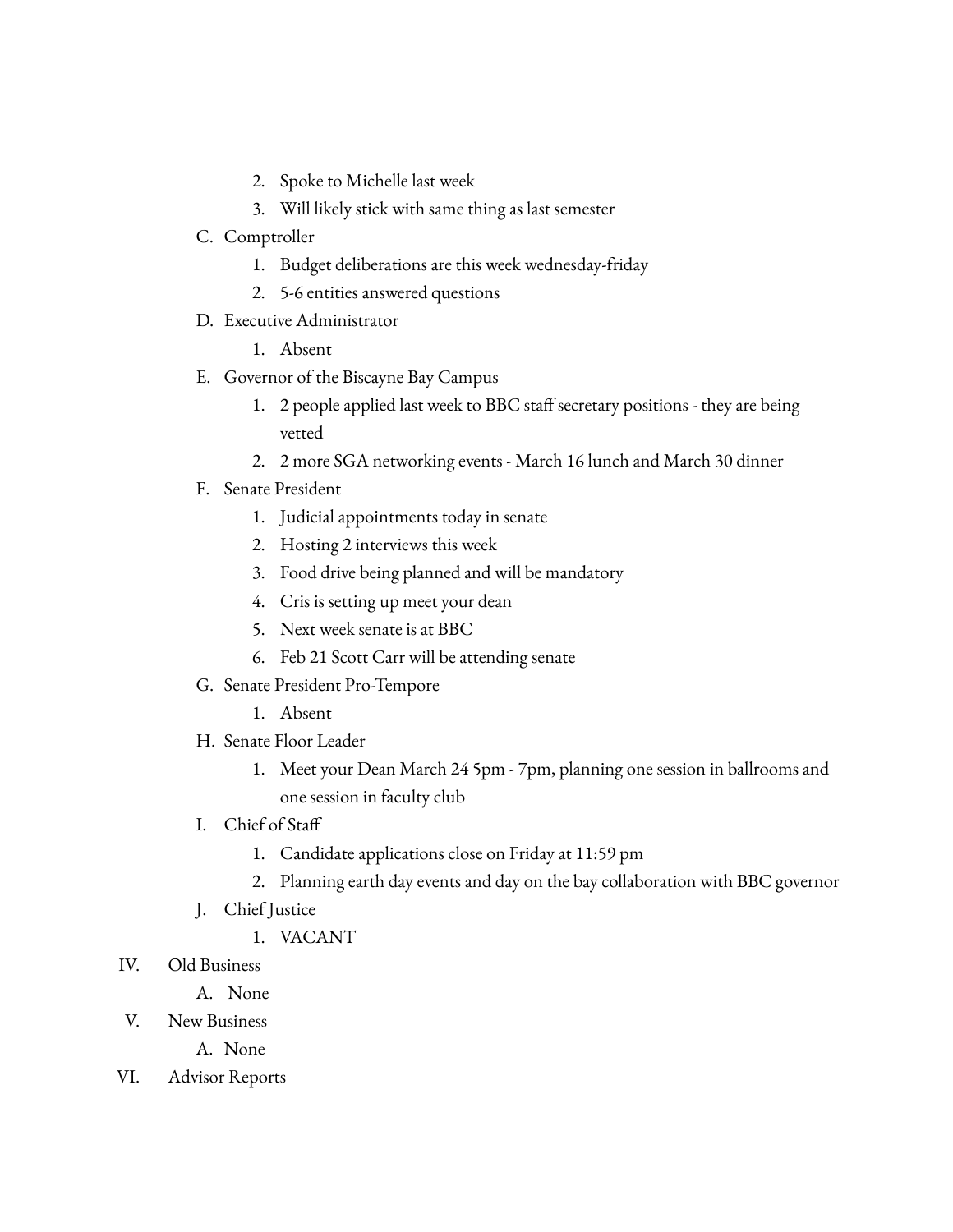2. Spoke to Michelle last week
   3. Will likely stick with same thing as last semester

C. Comptroller
   1. Budget deliberations are this week wednesday-friday
   2. 5-6 entities answered questions

D. Executive Administrator
   1. Absent

E. Governor of the Biscayne Bay Campus
   1. 2 people applied last week to BBC staff secretary positions - they are being vetted
   2. 2 more SGA networking events - March 16 lunch and March 30 dinner

F. Senate President
   1. Judicial appointments today in senate
   2. Hosting 2 interviews this week
   3. Food drive being planned and will be mandatory
   4. Cris is setting up meet your dean
   5. Next week senate is at BBC
   6. Feb 21 Scott Carr will be attending senate

G. Senate President Pro-Tempore
   1. Absent

H. Senate Floor Leader
   1. Meet your Dean March 24 5pm - 7pm, planning one session in ballrooms and one session in faculty club

I. Chief of Staff
   1. Candidate applications close on Friday at 11:59 pm
   2. Planning earth day events and day on the bay collaboration with BBC governor

J. Chief Justice
   1. VACANT

IV. Old Business
   A. None

V. New Business
   A. None

VI. Advisor Reports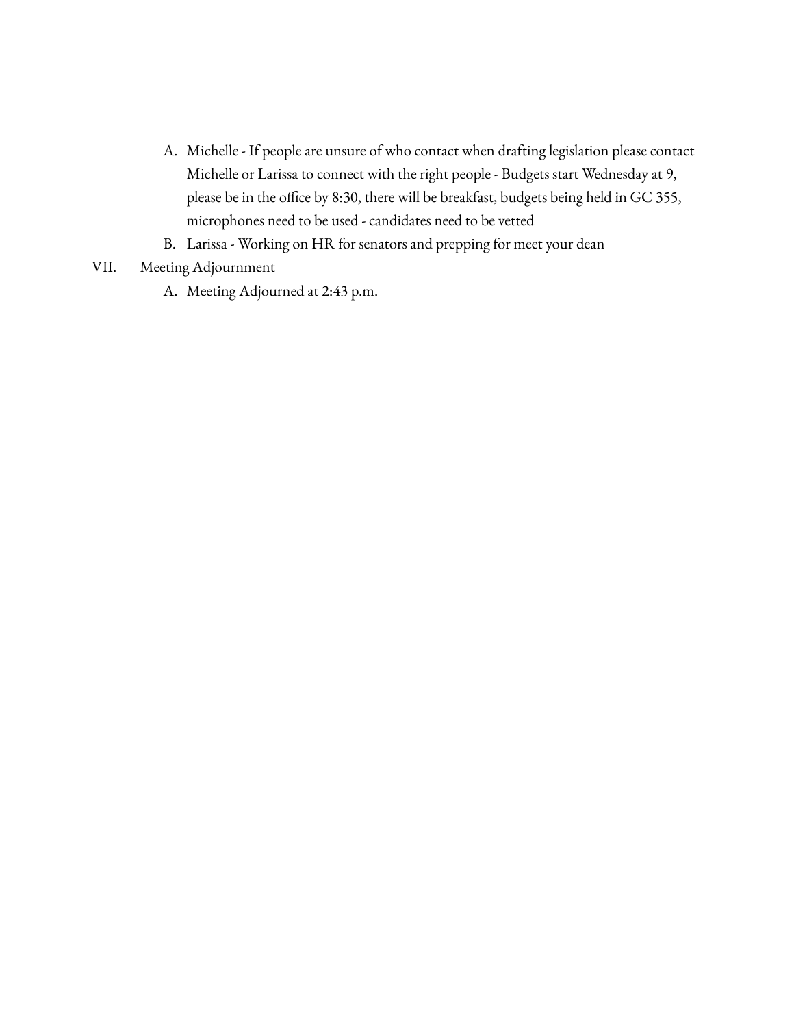A. Michelle - If people are unsure of who contact when drafting legislation please contact Michelle or Larissa to connect with the right people - Budgets start Wednesday at 9, please be in the office by 8:30, there will be breakfast, budgets being held in GC 355, microphones need to be used - candidates need to be vetted

B. Larissa - Working on HR for senators and prepping for meet your dean

VII. Meeting Adjournment

A. Meeting Adjourned at 2:43 p.m.